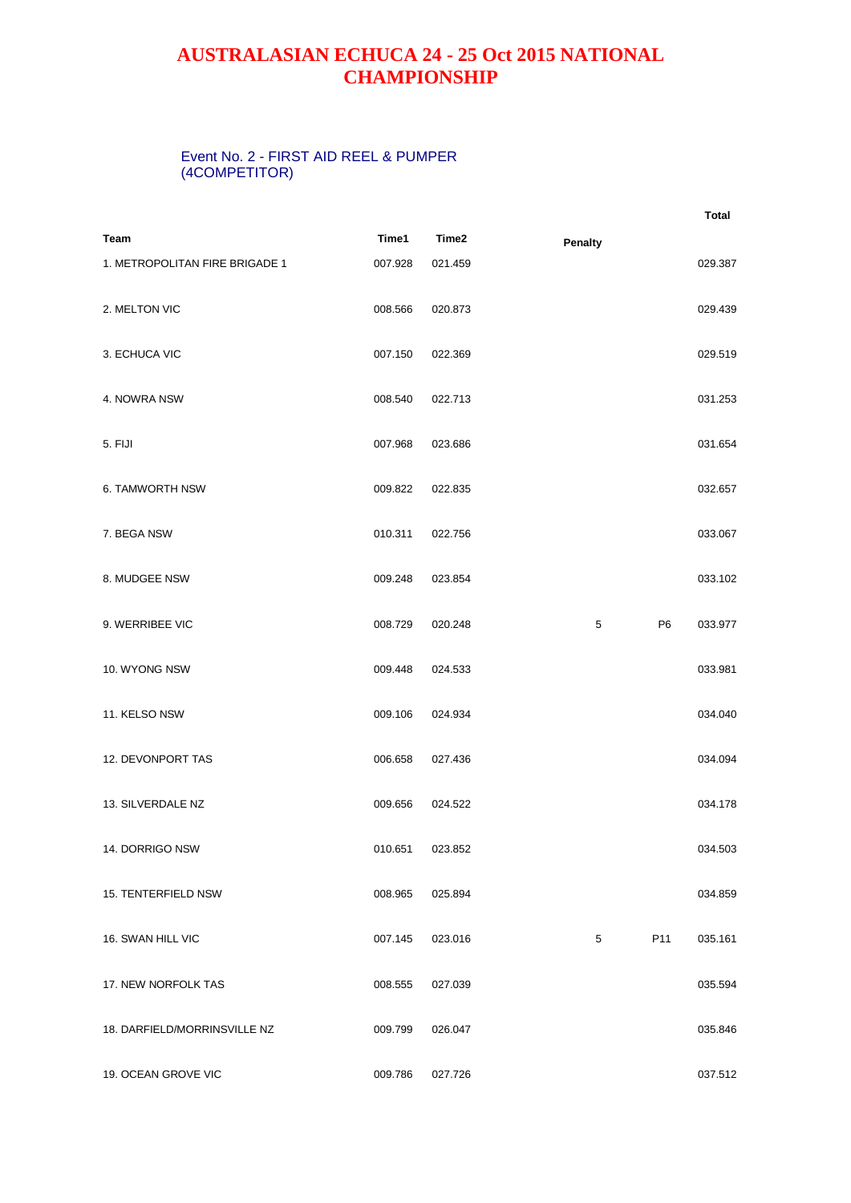# AUSTRALASIAN ECHUCA 24 - 25 Oct 2015 NATIONAL CHAMPIONSHIP

## Event No. 2 - FIRST AID REEL & PUMPER (4COMPETITOR)

| Team | Time1 | Time2 | Penalty | | Total |
|---|---|---|---|---|---|
| 1. METROPOLITAN FIRE BRIGADE 1 | 007.928 | 021.459 | | | 029.387 |
| 2. MELTON VIC | 008.566 | 020.873 | | | 029.439 |
| 3. ECHUCA VIC | 007.150 | 022.369 | | | 029.519 |
| 4. NOWRA NSW | 008.540 | 022.713 | | | 031.253 |
| 5. FIJI | 007.968 | 023.686 | | | 031.654 |
| 6. TAMWORTH NSW | 009.822 | 022.835 | | | 032.657 |
| 7. BEGA NSW | 010.311 | 022.756 | | | 033.067 |
| 8. MUDGEE NSW | 009.248 | 023.854 | | | 033.102 |
| 9. WERRIBEE VIC | 008.729 | 020.248 | 5 | P6 | 033.977 |
| 10. WYONG NSW | 009.448 | 024.533 | | | 033.981 |
| 11. KELSO NSW | 009.106 | 024.934 | | | 034.040 |
| 12. DEVONPORT TAS | 006.658 | 027.436 | | | 034.094 |
| 13. SILVERDALE NZ | 009.656 | 024.522 | | | 034.178 |
| 14. DORRIGO NSW | 010.651 | 023.852 | | | 034.503 |
| 15. TENTERFIELD NSW | 008.965 | 025.894 | | | 034.859 |
| 16. SWAN HILL VIC | 007.145 | 023.016 | 5 | P11 | 035.161 |
| 17. NEW NORFOLK TAS | 008.555 | 027.039 | | | 035.594 |
| 18. DARFIELD/MORRINSVILLE NZ | 009.799 | 026.047 | | | 035.846 |
| 19. OCEAN GROVE VIC | 009.786 | 027.726 | | | 037.512 |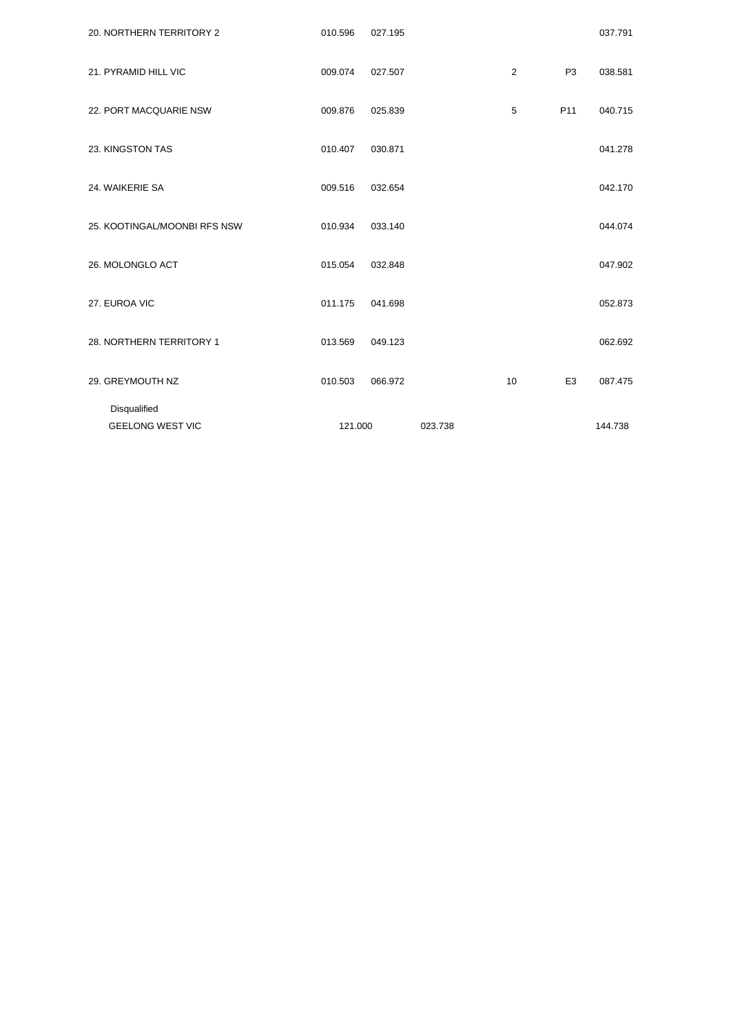| | | | | | | |
|---|---|---|---|---|---|---|
| 20. NORTHERN TERRITORY 2 | 010.596 | 027.195 | | | | 037.791 |
| 21. PYRAMID HILL VIC | 009.074 | 027.507 | | 2 | P3 | 038.581 |
| 22. PORT MACQUARIE NSW | 009.876 | 025.839 | | 5 | P11 | 040.715 |
| 23. KINGSTON TAS | 010.407 | 030.871 | | | | 041.278 |
| 24. WAIKERIE SA | 009.516 | 032.654 | | | | 042.170 |
| 25. KOOTINGAL/MOONBI RFS NSW | 010.934 | 033.140 | | | | 044.074 |
| 26. MOLONGLO ACT | 015.054 | 032.848 | | | | 047.902 |
| 27. EUROA VIC | 011.175 | 041.698 | | | | 052.873 |
| 28. NORTHERN TERRITORY 1 | 013.569 | 049.123 | | | | 062.692 |
| 29. GREYMOUTH NZ | 010.503 | 066.972 | | 10 | E3 | 087.475 |
| Disqualified | | | | | | |
| GEELONG WEST VIC | 121.000 | | 023.738 | | | 144.738 |